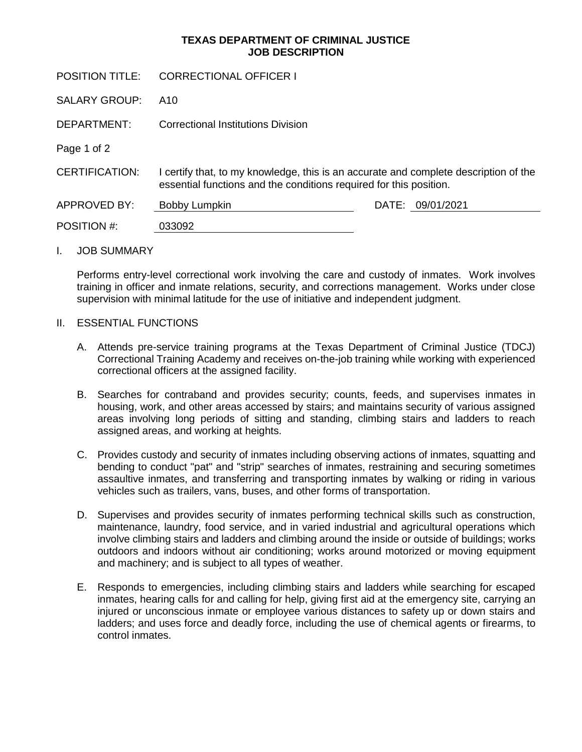# TEXAS DEPARTMENT OF CRIMINAL JUSTICE
# JOB DESCRIPTION

POSITION TITLE: CORRECTIONAL OFFICER I

SALARY GROUP: A10

DEPARTMENT: Correctional Institutions Division

CERTIFICATION: I certify that, to my knowledge, this is an accurate and complete description of the essential functions and the conditions required for this position.

APPROVED BY: Bobby Lumpkin DATE: 09/01/2021

POSITION #: 033092

## I. JOB SUMMARY

Performs entry-level correctional work involving the care and custody of inmates. Work involves training in officer and inmate relations, security, and corrections management. Works under close supervision with minimal latitude for the use of initiative and independent judgment.

## II. ESSENTIAL FUNCTIONS

A. Attends pre-service training programs at the Texas Department of Criminal Justice (TDCJ) Correctional Training Academy and receives on-the-job training while working with experienced correctional officers at the assigned facility.

B. Searches for contraband and provides security; counts, feeds, and supervises inmates in housing, work, and other areas accessed by stairs; and maintains security of various assigned areas involving long periods of sitting and standing, climbing stairs and ladders to reach assigned areas, and working at heights.

C. Provides custody and security of inmates including observing actions of inmates, squatting and bending to conduct "pat" and "strip" searches of inmates, restraining and securing sometimes assaultive inmates, and transferring and transporting inmates by walking or riding in various vehicles such as trailers, vans, buses, and other forms of transportation.

D. Supervises and provides security of inmates performing technical skills such as construction, maintenance, laundry, food service, and in varied industrial and agricultural operations which involve climbing stairs and ladders and climbing around the inside or outside of buildings; works outdoors and indoors without air conditioning; works around motorized or moving equipment and machinery; and is subject to all types of weather.

E. Responds to emergencies, including climbing stairs and ladders while searching for escaped inmates, hearing calls for and calling for help, giving first aid at the emergency site, carrying an injured or unconscious inmate or employee various distances to safety up or down stairs and ladders; and uses force and deadly force, including the use of chemical agents or firearms, to control inmates.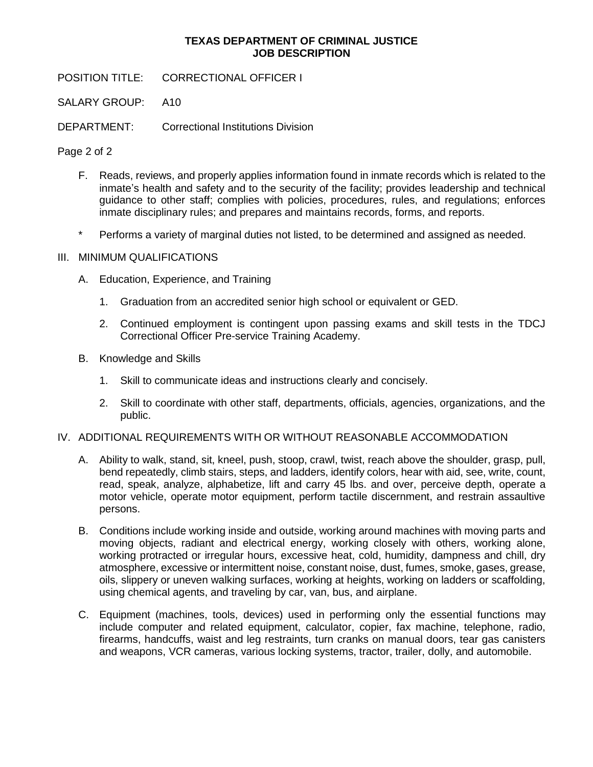**TEXAS DEPARTMENT OF CRIMINAL JUSTICE**
**JOB DESCRIPTION**

POSITION TITLE: CORRECTIONAL OFFICER I

SALARY GROUP: A10

DEPARTMENT: Correctional Institutions Division

F. Reads, reviews, and properly applies information found in inmate records which is related to the inmate's health and safety and to the security of the facility; provides leadership and technical guidance to other staff; complies with policies, procedures, rules, and regulations; enforces inmate disciplinary rules; and prepares and maintains records, forms, and reports.

\* Performs a variety of marginal duties not listed, to be determined and assigned as needed.

III. MINIMUM QUALIFICATIONS

A. Education, Experience, and Training

1. Graduation from an accredited senior high school or equivalent or GED.
2. Continued employment is contingent upon passing exams and skill tests in the TDCJ Correctional Officer Pre-service Training Academy.

B. Knowledge and Skills

1. Skill to communicate ideas and instructions clearly and concisely.
2. Skill to coordinate with other staff, departments, officials, agencies, organizations, and the public.

IV. ADDITIONAL REQUIREMENTS WITH OR WITHOUT REASONABLE ACCOMMODATION

A. Ability to walk, stand, sit, kneel, push, stoop, crawl, twist, reach above the shoulder, grasp, pull, bend repeatedly, climb stairs, steps, and ladders, identify colors, hear with aid, see, write, count, read, speak, analyze, alphabetize, lift and carry 45 lbs. and over, perceive depth, operate a motor vehicle, operate motor equipment, perform tactile discernment, and restrain assaultive persons.

B. Conditions include working inside and outside, working around machines with moving parts and moving objects, radiant and electrical energy, working closely with others, working alone, working protracted or irregular hours, excessive heat, cold, humidity, dampness and chill, dry atmosphere, excessive or intermittent noise, constant noise, dust, fumes, smoke, gases, grease, oils, slippery or uneven walking surfaces, working at heights, working on ladders or scaffolding, using chemical agents, and traveling by car, van, bus, and airplane.

C. Equipment (machines, tools, devices) used in performing only the essential functions may include computer and related equipment, calculator, copier, fax machine, telephone, radio, firearms, handcuffs, waist and leg restraints, turn cranks on manual doors, tear gas canisters and weapons, VCR cameras, various locking systems, tractor, trailer, dolly, and automobile.